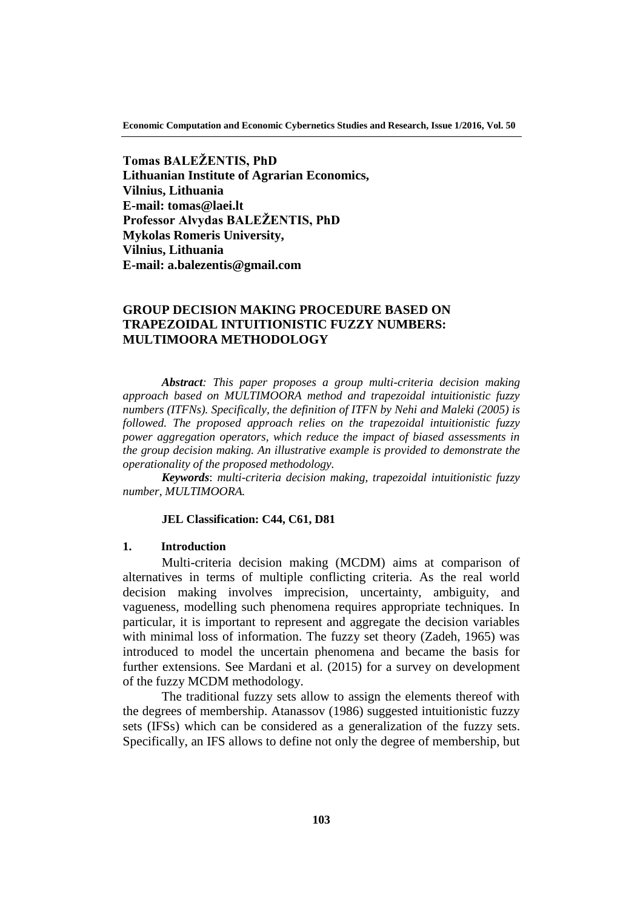**Tomas BALEŽENTIS, PhD**
**Lithuanian Institute of Agrarian Economics,**
**Vilnius, Lithuania**
**E-mail: tomas@laei.lt**
**Professor Alvydas BALEŽENTIS, PhD**
**Mykolas Romeris University,**
**Vilnius, Lithuania**
**E-mail: a.balezentis@gmail.com**

# GROUP DECISION MAKING PROCEDURE BASED ON TRAPEZOIDAL INTUITIONISTIC FUZZY NUMBERS: MULTIMOORA METHODOLOGY

***Abstract****: This paper proposes a group multi-criteria decision making approach based on MULTIMOORA method and trapezoidal intuitionistic fuzzy numbers (ITFNs). Specifically, the definition of ITFN by Nehi and Maleki (2005) is followed. The proposed approach relies on the trapezoidal intuitionistic fuzzy power aggregation operators, which reduce the impact of biased assessments in the group decision making. An illustrative example is provided to demonstrate the operationality of the proposed methodology.*

***Keywords****: multi-criteria decision making, trapezoidal intuitionistic fuzzy number, MULTIMOORA.*

**JEL Classification: C44, C61, D81**

## 1. Introduction

Multi-criteria decision making (MCDM) aims at comparison of alternatives in terms of multiple conflicting criteria. As the real world decision making involves imprecision, uncertainty, ambiguity, and vagueness, modelling such phenomena requires appropriate techniques. In particular, it is important to represent and aggregate the decision variables with minimal loss of information. The fuzzy set theory (Zadeh, 1965) was introduced to model the uncertain phenomena and became the basis for further extensions. See Mardani et al. (2015) for a survey on development of the fuzzy MCDM methodology.

The traditional fuzzy sets allow to assign the elements thereof with the degrees of membership. Atanassov (1986) suggested intuitionistic fuzzy sets (IFSs) which can be considered as a generalization of the fuzzy sets. Specifically, an IFS allows to define not only the degree of membership, but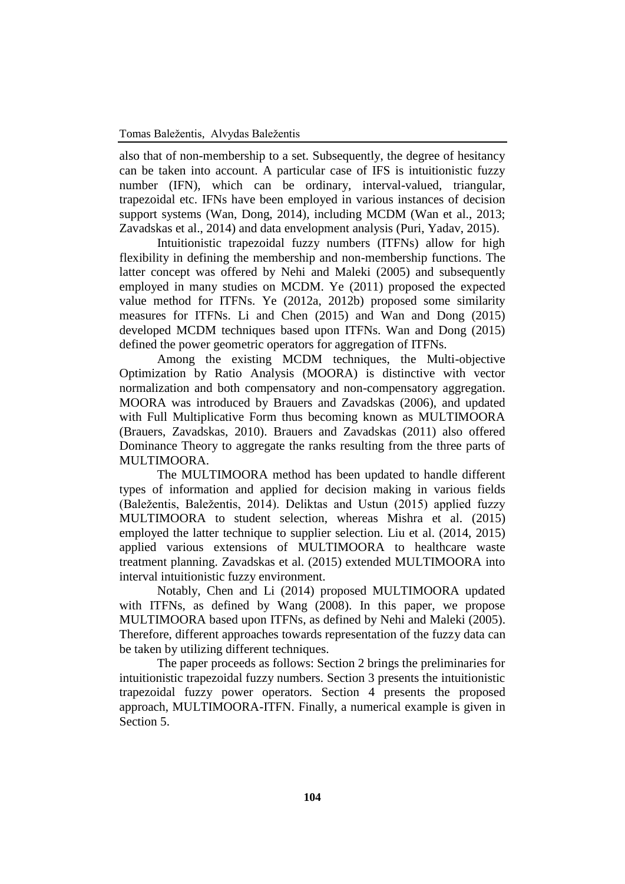also that of non-membership to a set. Subsequently, the degree of hesitancy can be taken into account. A particular case of IFS is intuitionistic fuzzy number (IFN), which can be ordinary, interval-valued, triangular, trapezoidal etc. IFNs have been employed in various instances of decision support systems (Wan, Dong, 2014), including MCDM (Wan et al., 2013; Zavadskas et al., 2014) and data envelopment analysis (Puri, Yadav, 2015).

Intuitionistic trapezoidal fuzzy numbers (ITFNs) allow for high flexibility in defining the membership and non-membership functions. The latter concept was offered by Nehi and Maleki (2005) and subsequently employed in many studies on MCDM. Ye (2011) proposed the expected value method for ITFNs. Ye (2012a, 2012b) proposed some similarity measures for ITFNs. Li and Chen (2015) and Wan and Dong (2015) developed MCDM techniques based upon ITFNs. Wan and Dong (2015) defined the power geometric operators for aggregation of ITFNs.

Among the existing MCDM techniques, the Multi-objective Optimization by Ratio Analysis (MOORA) is distinctive with vector normalization and both compensatory and non-compensatory aggregation. MOORA was introduced by Brauers and Zavadskas (2006), and updated with Full Multiplicative Form thus becoming known as MULTIMOORA (Brauers, Zavadskas, 2010). Brauers and Zavadskas (2011) also offered Dominance Theory to aggregate the ranks resulting from the three parts of MULTIMOORA.

The MULTIMOORA method has been updated to handle different types of information and applied for decision making in various fields (Baležentis, Baležentis, 2014). Deliktas and Ustun (2015) applied fuzzy MULTIMOORA to student selection, whereas Mishra et al. (2015) employed the latter technique to supplier selection. Liu et al. (2014, 2015) applied various extensions of MULTIMOORA to healthcare waste treatment planning. Zavadskas et al. (2015) extended MULTIMOORA into interval intuitionistic fuzzy environment.

Notably, Chen and Li (2014) proposed MULTIMOORA updated with ITFNs, as defined by Wang (2008). In this paper, we propose MULTIMOORA based upon ITFNs, as defined by Nehi and Maleki (2005). Therefore, different approaches towards representation of the fuzzy data can be taken by utilizing different techniques.

The paper proceeds as follows: Section 2 brings the preliminaries for intuitionistic trapezoidal fuzzy numbers. Section 3 presents the intuitionistic trapezoidal fuzzy power operators. Section 4 presents the proposed approach, MULTIMOORA-ITFN. Finally, a numerical example is given in Section 5.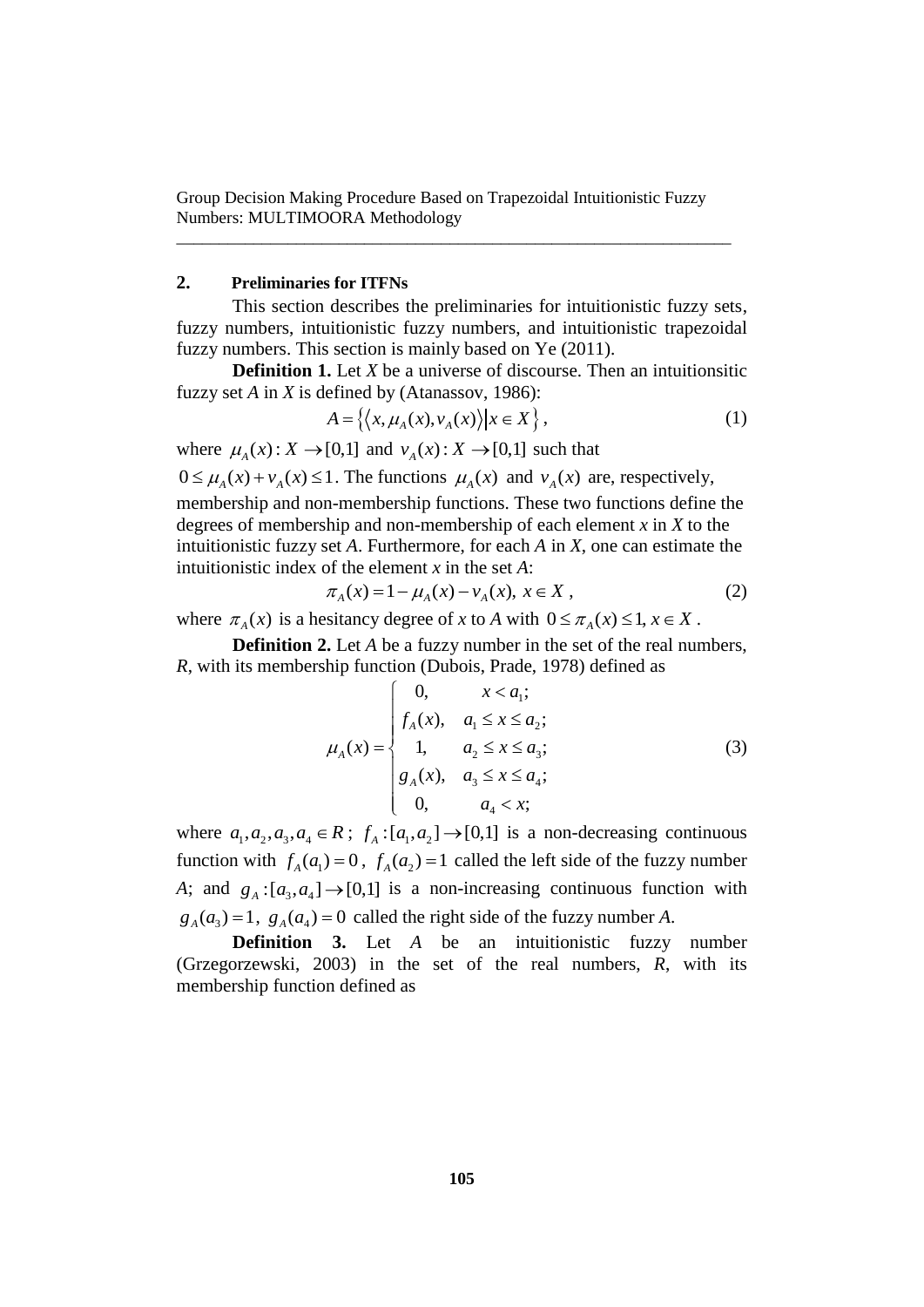## 2. Preliminaries for ITFNs

This section describes the preliminaries for intuitionistic fuzzy sets, fuzzy numbers, intuitionistic fuzzy numbers, and intuitionistic trapezoidal fuzzy numbers. This section is mainly based on Ye (2011).

**Definition 1.** Let *X* be a universe of discourse. Then an intuitionsitic fuzzy set *A* in *X* is defined by (Atanassov, 1986):

$$A = \left\{ \left\langle x, \mu_A(x), v_A(x) \right\rangle \middle| x \in X \right\}, \tag{1}$$

where $\mu_A(x): X \to [0,1]$ and $v_A(x): X \to [0,1]$ such that $0 \le \mu_A(x) + v_A(x) \le 1$. The functions $\mu_A(x)$ and $v_A(x)$ are, respectively, membership and non-membership functions. These two functions define the degrees of membership and non-membership of each element *x* in *X* to the intuitionistic fuzzy set *A*. Furthermore, for each *A* in *X*, one can estimate the intuitionistic index of the element *x* in the set *A*:

$$\pi_A(x) = 1 - \mu_A(x) - v_A(x),\ x \in X, \tag{2}$$

where $\pi_A(x)$ is a hesitancy degree of *x* to *A* with $0 \le \pi_A(x) \le 1, x \in X$.

**Definition 2.** Let *A* be a fuzzy number in the set of the real numbers, *R*, with its membership function (Dubois, Prade, 1978) defined as

$$\mu_A(x) = \begin{cases} 0, & x < a_1; \\ f_A(x), & a_1 \le x \le a_2; \\ 1, & a_2 \le x \le a_3; \\ g_A(x), & a_3 \le x \le a_4; \\ 0, & a_4 < x; \end{cases} \tag{3}$$

where $a_1, a_2, a_3, a_4 \in R$; $f_A: [a_1, a_2] \to [0,1]$ is a non-decreasing continuous function with $f_A(a_1) = 0$, $f_A(a_2) = 1$ called the left side of the fuzzy number *A*; and $g_A: [a_3, a_4] \to [0,1]$ is a non-increasing continuous function with $g_A(a_3) = 1$, $g_A(a_4) = 0$ called the right side of the fuzzy number *A*.

**Definition 3.** Let *A* be an intuitionistic fuzzy number (Grzegorzewski, 2003) in the set of the real numbers, *R*, with its membership function defined as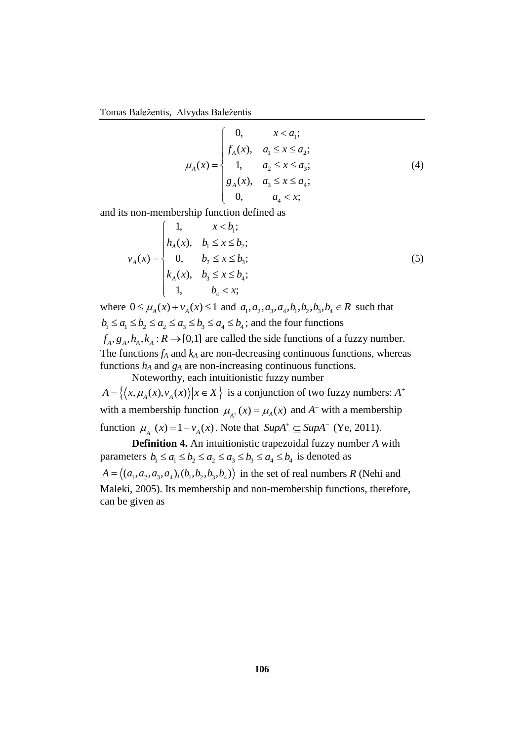$$\mu_A(x) = \begin{cases} 0, & x < a_1; \\ f_A(x), & a_1 \le x \le a_2; \\ 1, & a_2 \le x \le a_3; \\ g_A(x), & a_3 \le x \le a_4; \\ 0, & a_4 < x; \end{cases} \tag{4}$$

and its non-membership function defined as

$$v_A(x) = \begin{cases} 1, & x < b_1; \\ h_A(x), & b_1 \le x \le b_2; \\ 0, & b_2 \le x \le b_3; \\ k_A(x), & b_3 \le x \le b_4; \\ 1, & b_4 < x; \end{cases} \tag{5}$$

where $0 \le \mu_A(x) + v_A(x) \le 1$ and $a_1, a_2, a_3, a_4, b_1, b_2, b_3, b_4 \in R$ such that $b_1 \le a_1 \le b_2 \le a_2 \le a_3 \le b_3 \le a_4 \le b_4$; and the four functions $f_A, g_A, h_A, k_A : R \to [0,1]$ are called the side functions of a fuzzy number. The functions $f_A$ and $k_A$ are non-decreasing continuous functions, whereas functions $h_A$ and $g_A$ are non-increasing continuous functions.

Noteworthy, each intuitionistic fuzzy number $A = \left\{ \left\langle x, \mu_A(x), v_A(x) \right\rangle \middle| x \in X \right\}$ is a conjunction of two fuzzy numbers: $A^+$ with a membership function $\mu_{A^+}(x) = \mu_A(x)$ and $A^-$ with a membership function $\mu_{A^-}(x) = 1 - v_A(x)$. Note that $SupA^+ \subseteq SupA^-$ (Ye, 2011).

**Definition 4.** An intuitionistic trapezoidal fuzzy number *A* with parameters $b_1 \le a_1 \le b_2 \le a_2 \le a_3 \le b_3 \le a_4 \le b_4$ is denoted as $A = \left\langle (a_1, a_2, a_3, a_4), (b_1, b_2, b_3, b_4) \right\rangle$ in the set of real numbers *R* (Nehi and Maleki, 2005). Its membership and non-membership functions, therefore, can be given as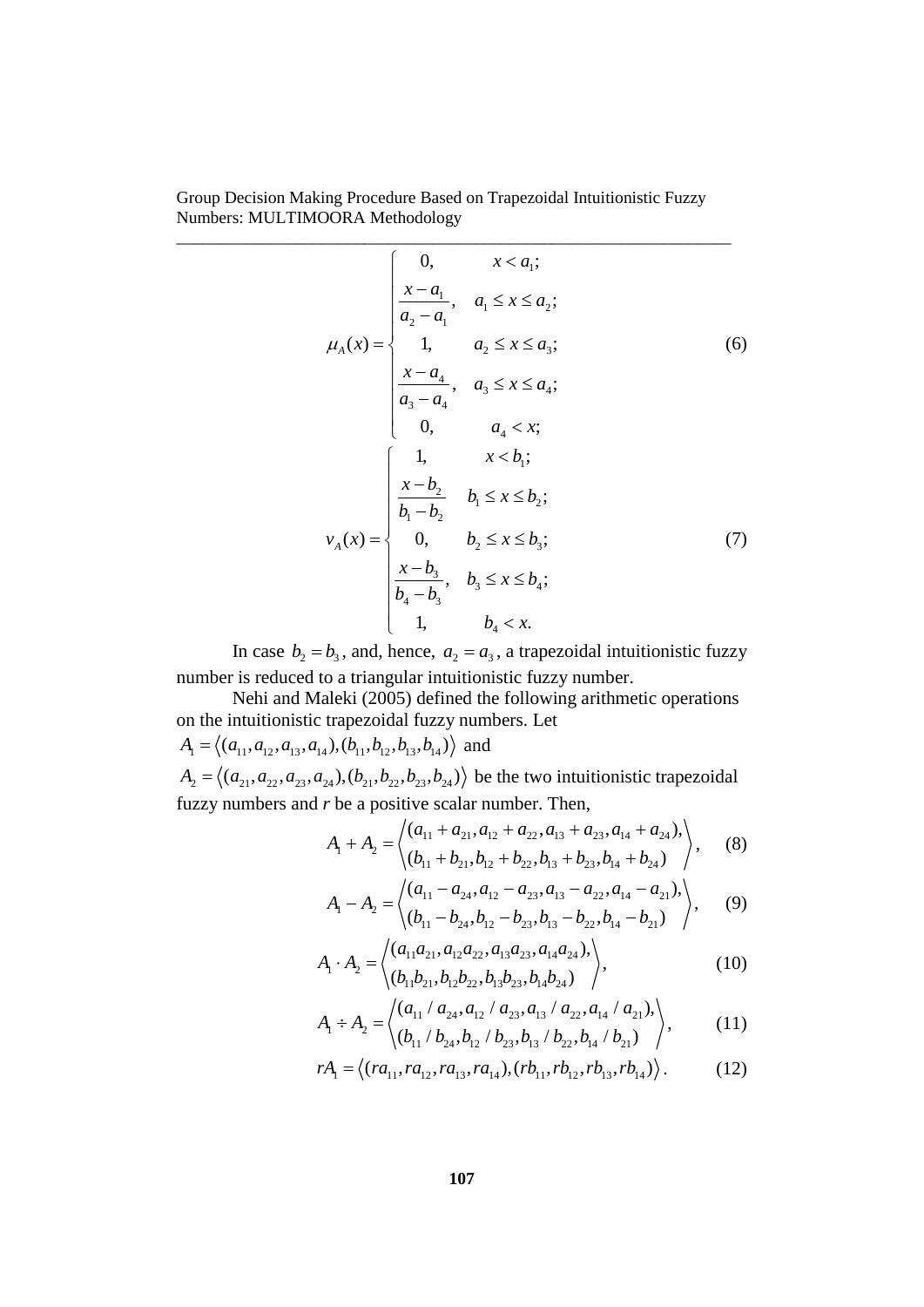$$\mu_A(x) = \begin{cases} 0, & x < a_1; \\ \dfrac{x - a_1}{a_2 - a_1}, & a_1 \le x \le a_2; \\ 1, & a_2 \le x \le a_3; \\ \dfrac{x - a_4}{a_3 - a_4}, & a_3 \le x \le a_4; \\ 0, & a_4 < x; \end{cases} \tag{6}$$

$$v_A(x) = \begin{cases} 1, & x < b_1; \\ \dfrac{x - b_2}{b_1 - b_2} & b_1 \le x \le b_2; \\ 0, & b_2 \le x \le b_3; \\ \dfrac{x - b_3}{b_4 - b_3}, & b_3 \le x \le b_4; \\ 1, & b_4 < x. \end{cases} \tag{7}$$

In case $b_2 = b_3$, and, hence, $a_2 = a_3$, a trapezoidal intuitionistic fuzzy number is reduced to a triangular intuitionistic fuzzy number.

Nehi and Maleki (2005) defined the following arithmetic operations on the intuitionistic trapezoidal fuzzy numbers. Let $A_1 = \langle (a_{11}, a_{12}, a_{13}, a_{14}), (b_{11}, b_{12}, b_{13}, b_{14}) \rangle$ and $A_2 = \langle (a_{21}, a_{22}, a_{23}, a_{24}), (b_{21}, b_{22}, b_{23}, b_{24}) \rangle$ be the two intuitionistic trapezoidal fuzzy numbers and *r* be a positive scalar number. Then,

$$A_1 + A_2 = \left\langle \begin{matrix} (a_{11} + a_{21}, a_{12} + a_{22}, a_{13} + a_{23}, a_{14} + a_{24}), \\ (b_{11} + b_{21}, b_{12} + b_{22}, b_{13} + b_{23}, b_{14} + b_{24}) \end{matrix} \right\rangle, \tag{8}$$

$$A_1 - A_2 = \left\langle \begin{matrix} (a_{11} - a_{24}, a_{12} - a_{23}, a_{13} - a_{22}, a_{14} - a_{21}), \\ (b_{11} - b_{24}, b_{12} - b_{23}, b_{13} - b_{22}, b_{14} - b_{21}) \end{matrix} \right\rangle, \tag{9}$$

$$A_1 \cdot A_2 = \left\langle \begin{matrix} (a_{11}a_{21}, a_{12}a_{22}, a_{13}a_{23}, a_{14}a_{24}), \\ (b_{11}b_{21}, b_{12}b_{22}, b_{13}b_{23}, b_{14}b_{24}) \end{matrix} \right\rangle, \tag{10}$$

$$A_1 \div A_2 = \left\langle \begin{matrix} (a_{11} / a_{24}, a_{12} / a_{23}, a_{13} / a_{22}, a_{14} / a_{21}), \\ (b_{11} / b_{24}, b_{12} / b_{23}, b_{13} / b_{22}, b_{14} / b_{21}) \end{matrix} \right\rangle, \tag{11}$$

$$rA_1 = \langle (ra_{11}, ra_{12}, ra_{13}, ra_{14}), (rb_{11}, rb_{12}, rb_{13}, rb_{14}) \rangle. \tag{12}$$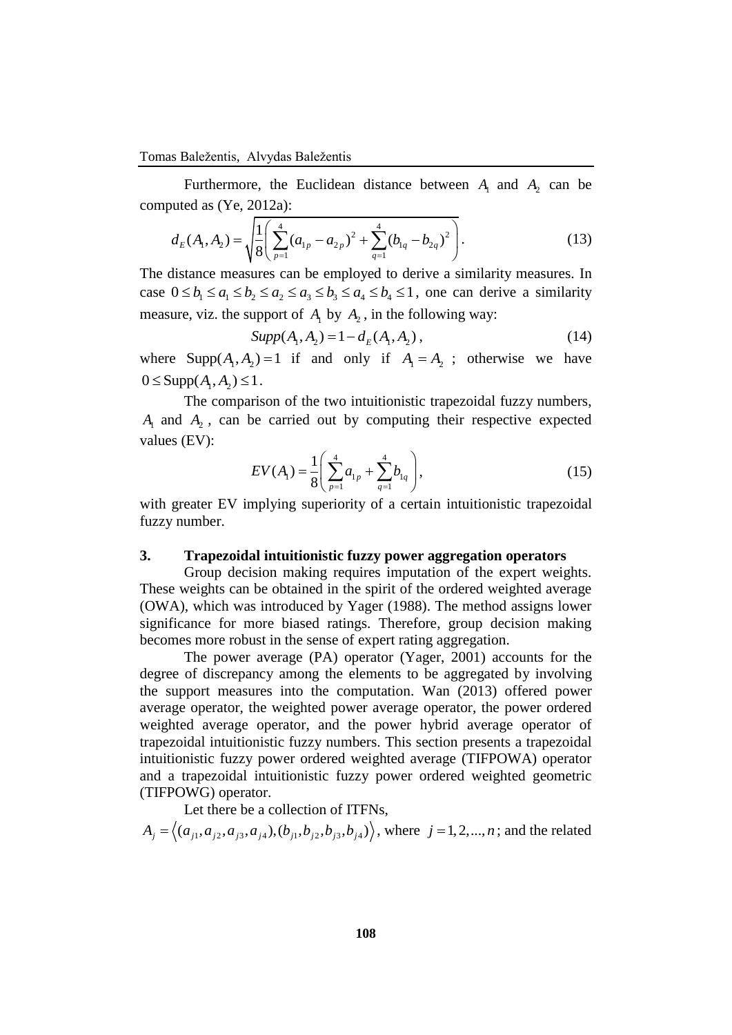Furthermore, the Euclidean distance between $A_1$ and $A_2$ can be computed as (Ye, 2012a):

$$d_E(A_1, A_2) = \sqrt{\frac{1}{8}\left(\sum_{p=1}^{4}(a_{1p} - a_{2p})^2 + \sum_{q=1}^{4}(b_{1q} - b_{2q})^2\right)}. \tag{13}$$

The distance measures can be employed to derive a similarity measures. In case $0 \le b_1 \le a_1 \le b_2 \le a_2 \le a_3 \le b_3 \le a_4 \le b_4 \le 1$, one can derive a similarity measure, viz. the support of $A_1$ by $A_2$, in the following way:

$$Supp(A_1, A_2) = 1 - d_E(A_1, A_2), \tag{14}$$

where $\text{Supp}(A_1, A_2) = 1$ if and only if $A_1 = A_2$ ; otherwise we have $0 \le \text{Supp}(A_1, A_2) \le 1$.

The comparison of the two intuitionistic trapezoidal fuzzy numbers, $A_1$ and $A_2$, can be carried out by computing their respective expected values (EV):

$$EV(A_1) = \frac{1}{8}\left(\sum_{p=1}^{4} a_{1p} + \sum_{q=1}^{4} b_{1q}\right), \tag{15}$$

with greater EV implying superiority of a certain intuitionistic trapezoidal fuzzy number.

## 3. Trapezoidal intuitionistic fuzzy power aggregation operators

Group decision making requires imputation of the expert weights. These weights can be obtained in the spirit of the ordered weighted average (OWA), which was introduced by Yager (1988). The method assigns lower significance for more biased ratings. Therefore, group decision making becomes more robust in the sense of expert rating aggregation.

The power average (PA) operator (Yager, 2001) accounts for the degree of discrepancy among the elements to be aggregated by involving the support measures into the computation. Wan (2013) offered power average operator, the weighted power average operator, the power ordered weighted average operator, and the power hybrid average operator of trapezoidal intuitionistic fuzzy numbers. This section presents a trapezoidal intuitionistic fuzzy power ordered weighted average (TIFPOWA) operator and a trapezoidal intuitionistic fuzzy power ordered weighted geometric (TIFPOWG) operator.

Let there be a collection of ITFNs, $A_j = \langle (a_{j1}, a_{j2}, a_{j3}, a_{j4}), (b_{j1}, b_{j2}, b_{j3}, b_{j4}) \rangle$, where $j = 1, 2, ..., n$; and the related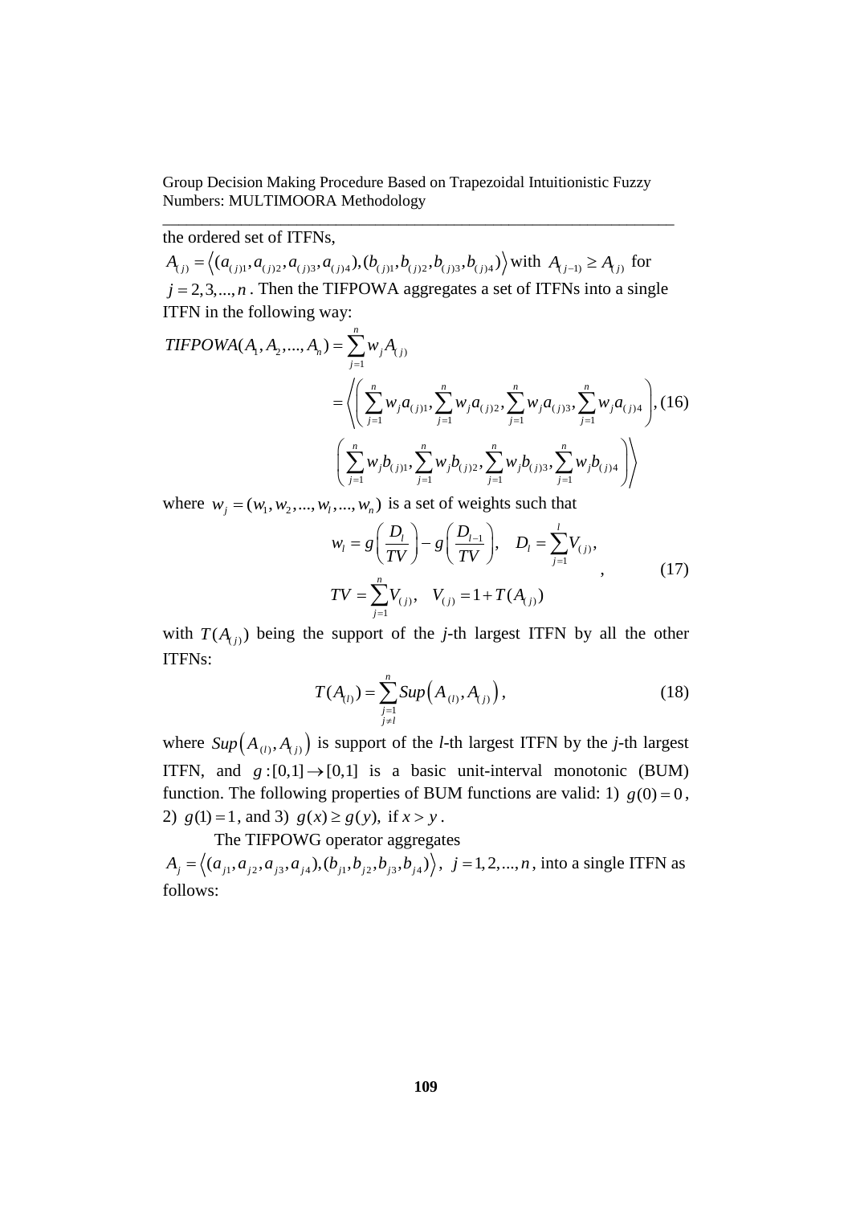the ordered set of ITFNs, $A_{(j)} = \left\langle (a_{(j)1}, a_{(j)2}, a_{(j)3}, a_{(j)4}), (b_{(j)1}, b_{(j)2}, b_{(j)3}, b_{(j)4}) \right\rangle$ with $A_{(j-1)} \geq A_{(j)}$ for $j = 2,3,...,n$. Then the TIFPOWA aggregates a set of ITFNs into a single ITFN in the following way:

$$
\begin{aligned}
TIFPOWA(A_1, A_2, ..., A_n) &= \sum_{j=1}^{n} w_j A_{(j)} \\
&= \left\langle \left( \sum_{j=1}^{n} w_j a_{(j)1}, \sum_{j=1}^{n} w_j a_{(j)2}, \sum_{j=1}^{n} w_j a_{(j)3}, \sum_{j=1}^{n} w_j a_{(j)4} \right), \right. \\
&\quad \left. \left( \sum_{j=1}^{n} w_j b_{(j)1}, \sum_{j=1}^{n} w_j b_{(j)2}, \sum_{j=1}^{n} w_j b_{(j)3}, \sum_{j=1}^{n} w_j b_{(j)4} \right) \right\rangle
\end{aligned} \tag{16}
$$

where $w_j = (w_1, w_2, ..., w_l, ..., w_n)$ is a set of weights such that

$$
\begin{aligned}
w_l &= g\left(\frac{D_l}{TV}\right) - g\left(\frac{D_{l-1}}{TV}\right), \quad D_l = \sum_{j=1}^{l} V_{(j)}, \\
TV &= \sum_{j=1}^{n} V_{(j)}, \quad V_{(j)} = 1 + T(A_{(j)})
\end{aligned} \tag{17}
$$

with $T(A_{(j)})$ being the support of the *j*-th largest ITFN by all the other ITFNs:

$$
T(A_{(l)}) = \sum_{\substack{j=1 \\ j \neq l}}^{n} Sup\left(A_{(l)}, A_{(j)}\right), \tag{18}
$$

where $Sup\left(A_{(l)}, A_{(j)}\right)$ is support of the *l*-th largest ITFN by the *j*-th largest ITFN, and $g:[0,1] \rightarrow [0,1]$ is a basic unit-interval monotonic (BUM) function. The following properties of BUM functions are valid: 1) $g(0) = 0$, 2) $g(1) = 1$, and 3) $g(x) \geq g(y)$, if $x > y$.

The TIFPOWG operator aggregates $A_j = \left\langle (a_{j1}, a_{j2}, a_{j3}, a_{j4}), (b_{j1}, b_{j2}, b_{j3}, b_{j4}) \right\rangle$, $j = 1,2,...,n$, into a single ITFN as follows: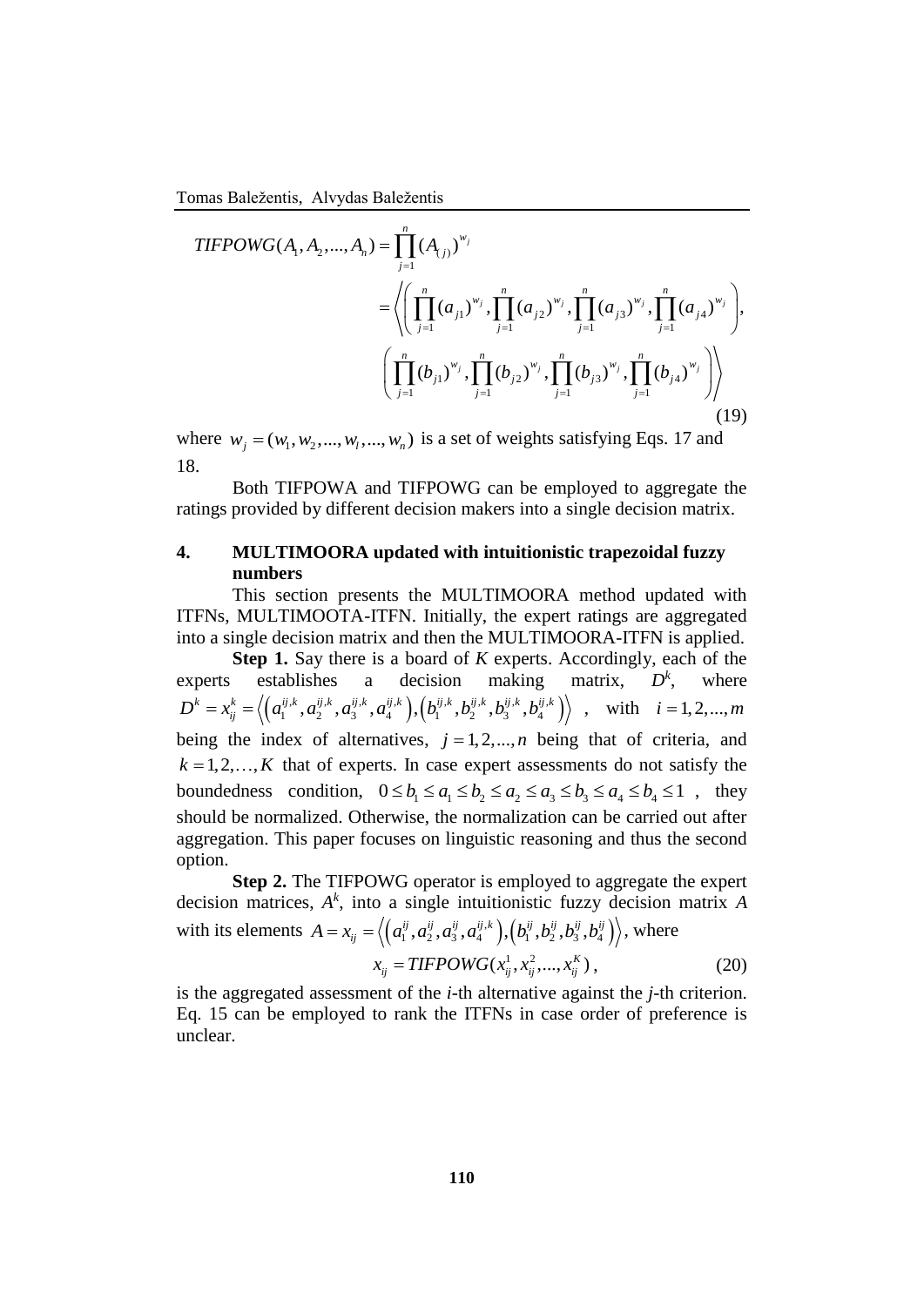$$TIFPOWG(A_1, A_2, ..., A_n) = \prod_{j=1}^{n} (A_{(j)})^{w_j}$$
$$= \left\langle \left( \prod_{j=1}^{n} (a_{j1})^{w_j}, \prod_{j=1}^{n} (a_{j2})^{w_j}, \prod_{j=1}^{n} (a_{j3})^{w_j}, \prod_{j=1}^{n} (a_{j4})^{w_j} \right), \right.$$
$$\left. \left( \prod_{j=1}^{n} (b_{j1})^{w_j}, \prod_{j=1}^{n} (b_{j2})^{w_j}, \prod_{j=1}^{n} (b_{j3})^{w_j}, \prod_{j=1}^{n} (b_{j4})^{w_j} \right) \right\rangle \tag{19}$$

where $w_j = (w_1, w_2, ..., w_l, ..., w_n)$ is a set of weights satisfying Eqs. 17 and 18.

Both TIFPOWA and TIFPOWG can be employed to aggregate the ratings provided by different decision makers into a single decision matrix.

## 4. MULTIMOORA updated with intuitionistic trapezoidal fuzzy numbers

This section presents the MULTIMOORA method updated with ITFNs, MULTIMOOTA-ITFN. Initially, the expert ratings are aggregated into a single decision matrix and then the MULTIMOORA-ITFN is applied.

**Step 1.** Say there is a board of $K$ experts. Accordingly, each of the experts establishes a decision making matrix, $D^k$, where $D^k = x_{ij}^k = \left\langle \left( a_1^{ij,k}, a_2^{ij,k}, a_3^{ij,k}, a_4^{ij,k} \right), \left( b_1^{ij,k}, b_2^{ij,k}, b_3^{ij,k}, b_4^{ij,k} \right) \right\rangle$, with $i = 1, 2, ..., m$ being the index of alternatives, $j = 1, 2, ..., n$ being that of criteria, and $k = 1, 2, \ldots, K$ that of experts. In case expert assessments do not satisfy the boundedness condition, $0 \le b_1 \le a_1 \le b_2 \le a_2 \le a_3 \le b_3 \le a_4 \le b_4 \le 1$, they should be normalized. Otherwise, the normalization can be carried out after aggregation. This paper focuses on linguistic reasoning and thus the second option.

**Step 2.** The TIFPOWG operator is employed to aggregate the expert decision matrices, $A^k$, into a single intuitionistic fuzzy decision matrix $A$ with its elements $A = x_{ij} = \left\langle \left( a_1^{ij}, a_2^{ij}, a_3^{ij}, a_4^{ij,k} \right), \left( b_1^{ij}, b_2^{ij}, b_3^{ij}, b_4^{ij} \right) \right\rangle$, where

$$x_{ij} = TIFPOWG(x_{ij}^1, x_{ij}^2, ..., x_{ij}^K), \tag{20}$$

is the aggregated assessment of the $i$-th alternative against the $j$-th criterion. Eq. 15 can be employed to rank the ITFNs in case order of preference is unclear.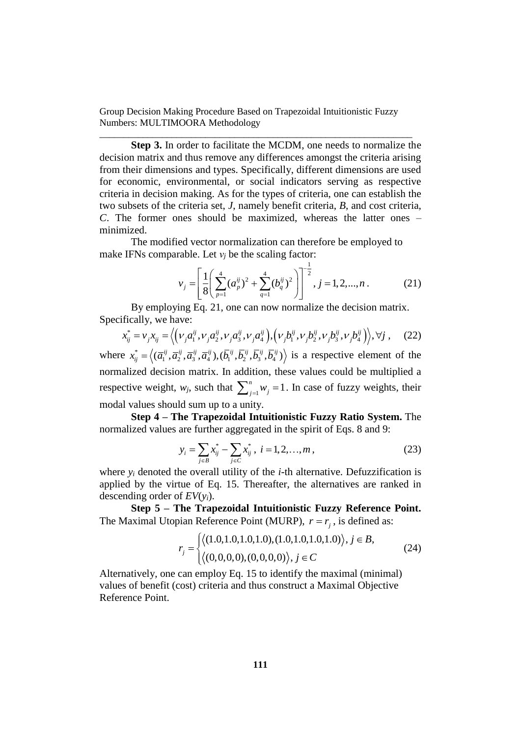**Step 3.** In order to facilitate the MCDM, one needs to normalize the decision matrix and thus remove any differences amongst the criteria arising from their dimensions and types. Specifically, different dimensions are used for economic, environmental, or social indicators serving as respective criteria in decision making. As for the types of criteria, one can establish the two subsets of the criteria set, *J*, namely benefit criteria, *B*, and cost criteria, *C*. The former ones should be maximized, whereas the latter ones – minimized.

The modified vector normalization can therefore be employed to make IFNs comparable. Let $v_j$ be the scaling factor:

$$v_j = \left[ \frac{1}{8} \left( \sum_{p=1}^{4} (a_p^{ij})^2 + \sum_{q=1}^{4} (b_q^{ij})^2 \right) \right]^{-\frac{1}{2}}, \; j = 1,2,...,n. \tag{21}$$

By employing Eq. 21, one can now normalize the decision matrix. Specifically, we have:

$$x_{ij}^* = v_j x_{ij} = \left\langle \left( v_j a_1^{ij}, v_j a_2^{ij}, v_j a_3^{ij}, v_j a_4^{ij} \right), \left( v_j b_1^{ij}, v_j b_2^{ij}, v_j b_3^{ij}, v_j b_4^{ij} \right) \right\rangle, \forall j, \tag{22}$$

where $x_{ij}^* = \left\langle (\overline{a}_1^{ij}, \overline{a}_2^{ij}, \overline{a}_3^{ij}, \overline{a}_4^{ij}), (\overline{b}_1^{ij}, \overline{b}_2^{ij}, \overline{b}_3^{ij}, \overline{b}_4^{ij}) \right\rangle$ is a respective element of the normalized decision matrix. In addition, these values could be multiplied a respective weight, $w_j$, such that $\sum_{j=1}^{n} w_j = 1$. In case of fuzzy weights, their modal values should sum up to a unity.

**Step 4 – The Trapezoidal Intuitionistic Fuzzy Ratio System.** The normalized values are further aggregated in the spirit of Eqs. 8 and 9:

$$y_i = \sum_{j \in B} x_{ij}^* - \sum_{j \in C} x_{ij}^*, \; i = 1,2,\ldots,m, \tag{23}$$

where $y_i$ denoted the overall utility of the *i*-th alternative. Defuzzification is applied by the virtue of Eq. 15. Thereafter, the alternatives are ranked in descending order of $EV(y_i)$.

**Step 5 – The Trapezoidal Intuitionistic Fuzzy Reference Point.** The Maximal Utopian Reference Point (MURP), $r = r_j$, is defined as:

$$r_j = \begin{cases} \left\langle (1.0,1.0,1.0,1.0), (1.0,1.0,1.0,1.0) \right\rangle, \; j \in B, \\ \left\langle (0,0,0,0), (0,0,0,0) \right\rangle, \; j \in C \end{cases} \tag{24}$$

Alternatively, one can employ Eq. 15 to identify the maximal (minimal) values of benefit (cost) criteria and thus construct a Maximal Objective Reference Point.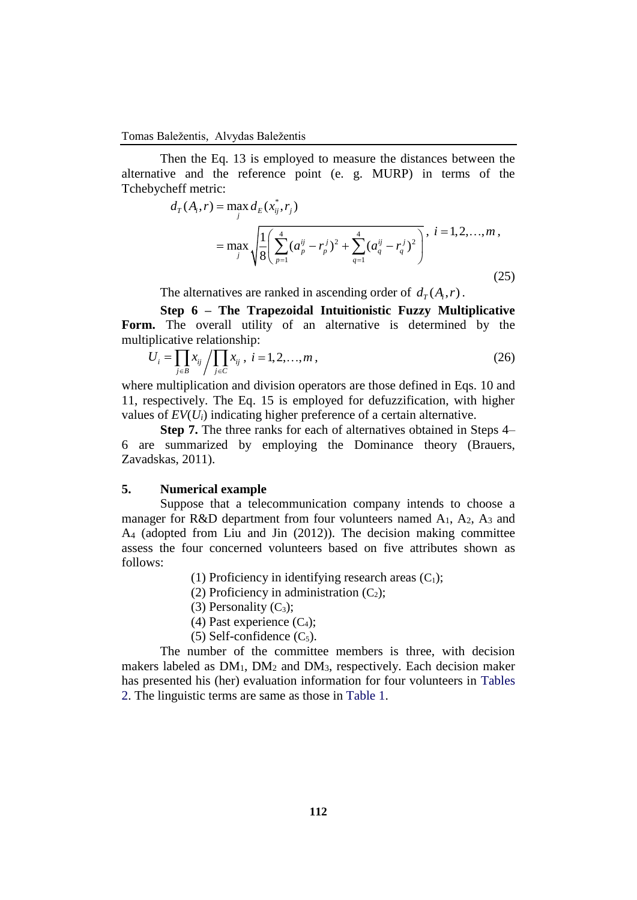Then the Eq. 13 is employed to measure the distances between the alternative and the reference point (e. g. MURP) in terms of the Tchebycheff metric:

$$d_T(A_i, r) = \max_j d_E(x_{ij}^*, r_j)$$
$$= \max_j \sqrt{\frac{1}{8}\left(\sum_{p=1}^{4}(a_p^{ij} - r_p^j)^2 + \sum_{q=1}^{4}(a_q^{ij} - r_q^j)^2\right)},\ i = 1, 2, \ldots, m, \tag{25}$$

The alternatives are ranked in ascending order of $d_T(A_i, r)$.

**Step 6 – The Trapezoidal Intuitionistic Fuzzy Multiplicative Form.** The overall utility of an alternative is determined by the multiplicative relationship:

$$U_i = \prod_{j \in B} x_{ij} \Big/ \prod_{j \in C} x_{ij},\ i = 1, 2, \ldots, m, \tag{26}$$

where multiplication and division operators are those defined in Eqs. 10 and 11, respectively. The Eq. 15 is employed for defuzzification, with higher values of $EV(U_i)$ indicating higher preference of a certain alternative.

**Step 7.** The three ranks for each of alternatives obtained in Steps 4–6 are summarized by employing the Dominance theory (Brauers, Zavadskas, 2011).

## 5. Numerical example

Suppose that a telecommunication company intends to choose a manager for R&D department from four volunteers named $A_1$, $A_2$, $A_3$ and $A_4$ (adopted from Liu and Jin (2012)). The decision making committee assess the four concerned volunteers based on five attributes shown as follows:

(1) Proficiency in identifying research areas ($C_1$);

(2) Proficiency in administration ($C_2$);

(3) Personality ($C_3$);

(4) Past experience ($C_4$);

(5) Self-confidence ($C_5$).

The number of the committee members is three, with decision makers labeled as $DM_1$, $DM_2$ and $DM_3$, respectively. Each decision maker has presented his (her) evaluation information for four volunteers in Tables 2. The linguistic terms are same as those in Table 1.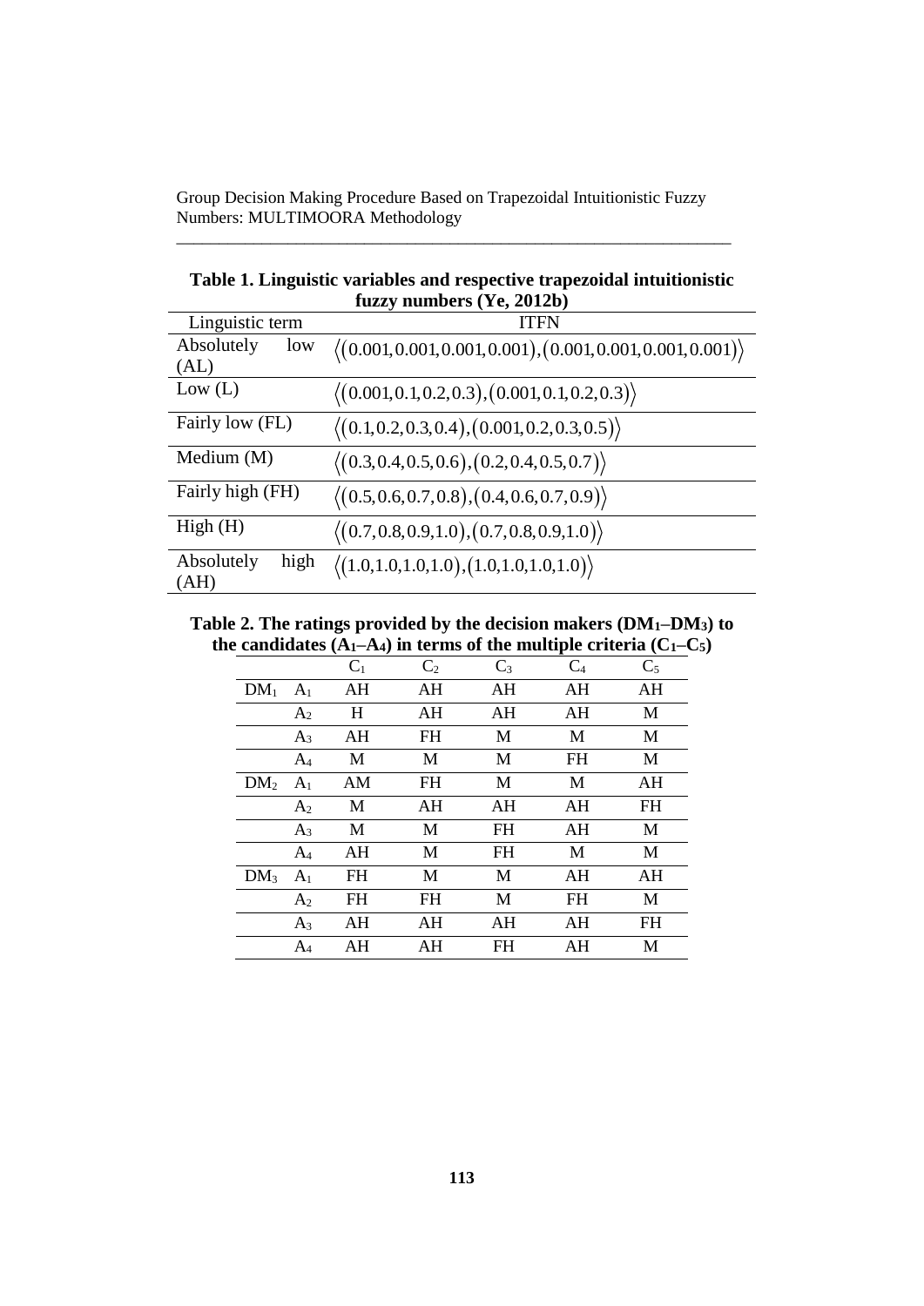**Table 1. Linguistic variables and respective trapezoidal intuitionistic fuzzy numbers (Ye, 2012b)**

| Linguistic term | ITFN |
|---|---|
| Absolutely low (AL) | $\langle(0.001,0.001,0.001,0.001),(0.001,0.001,0.001,0.001)\rangle$ |
| Low (L) | $\langle(0.001,0.1,0.2,0.3),(0.001,0.1,0.2,0.3)\rangle$ |
| Fairly low (FL) | $\langle(0.1,0.2,0.3,0.4),(0.001,0.2,0.3,0.5)\rangle$ |
| Medium (M) | $\langle(0.3,0.4,0.5,0.6),(0.2,0.4,0.5,0.7)\rangle$ |
| Fairly high (FH) | $\langle(0.5,0.6,0.7,0.8),(0.4,0.6,0.7,0.9)\rangle$ |
| High (H) | $\langle(0.7,0.8,0.9,1.0),(0.7,0.8,0.9,1.0)\rangle$ |
| Absolutely high (AH) | $\langle(1.0,1.0,1.0,1.0),(1.0,1.0,1.0,1.0)\rangle$ |

**Table 2. The ratings provided by the decision makers ($DM_1$–$DM_3$) to the candidates ($A_1$–$A_4$) in terms of the multiple criteria ($C_1$–$C_5$)**

| | | $C_1$ | $C_2$ | $C_3$ | $C_4$ | $C_5$ |
|---|---|---|---|---|---|---|
| $DM_1$ | $A_1$ | AH | AH | AH | AH | AH |
| | $A_2$ | H | AH | AH | AH | M |
| | $A_3$ | AH | FH | M | M | M |
| | $A_4$ | M | M | M | FH | M |
| $DM_2$ | $A_1$ | AM | FH | M | M | AH |
| | $A_2$ | M | AH | AH | AH | FH |
| | $A_3$ | M | M | FH | AH | M |
| | $A_4$ | AH | M | FH | M | M |
| $DM_3$ | $A_1$ | FH | M | M | AH | AH |
| | $A_2$ | FH | FH | M | FH | M |
| | $A_3$ | AH | AH | AH | AH | FH |
| | $A_4$ | AH | AH | FH | AH | M |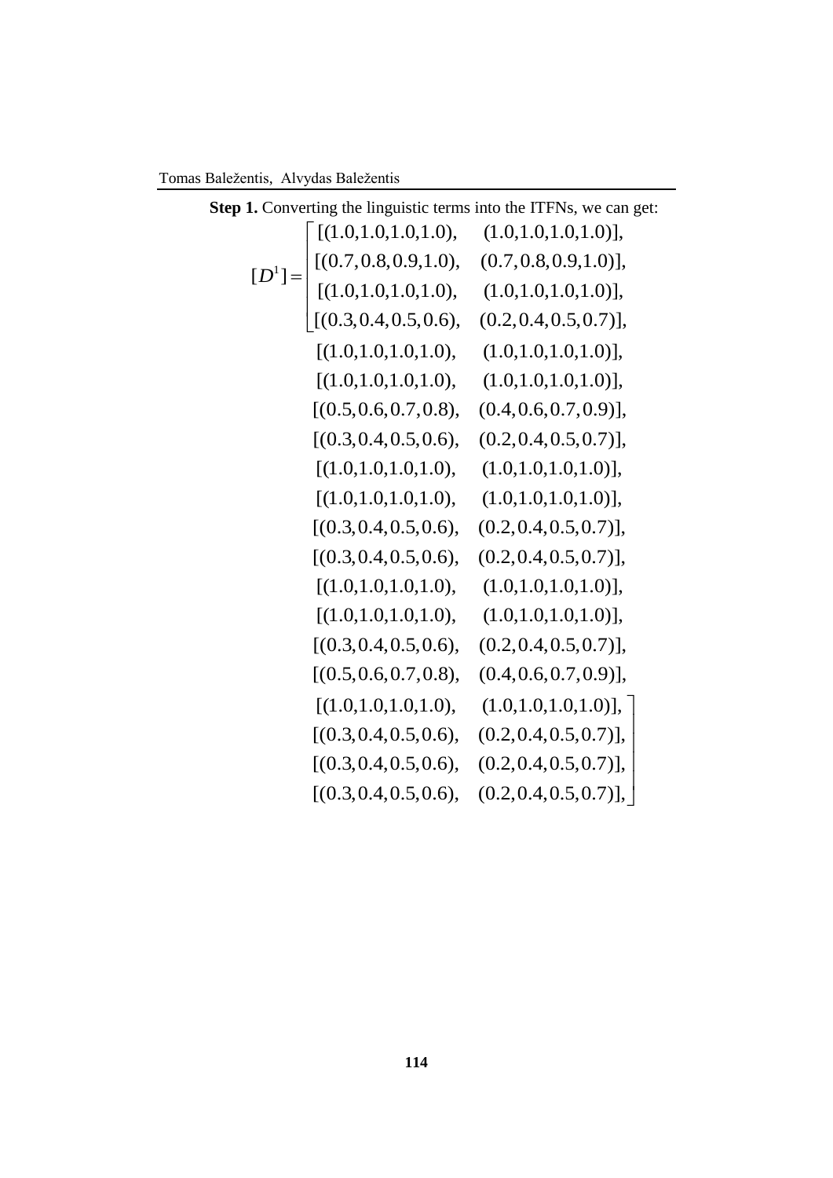**Step 1.** Converting the linguistic terms into the ITFNs, we can get:

$$
[D^1] = \begin{bmatrix}
[(1.0,1.0,1.0,1.0), & (1.0,1.0,1.0,1.0)], \\
[(0.7,0.8,0.9,1.0), & (0.7,0.8,0.9,1.0)], \\
[(1.0,1.0,1.0,1.0), & (1.0,1.0,1.0,1.0)], \\
[(0.3,0.4,0.5,0.6), & (0.2,0.4,0.5,0.7)], \\
[(1.0,1.0,1.0,1.0), & (1.0,1.0,1.0,1.0)], \\
[(1.0,1.0,1.0,1.0), & (1.0,1.0,1.0,1.0)], \\
[(0.5,0.6,0.7,0.8), & (0.4,0.6,0.7,0.9)], \\
[(0.3,0.4,0.5,0.6), & (0.2,0.4,0.5,0.7)], \\
[(1.0,1.0,1.0,1.0), & (1.0,1.0,1.0,1.0)], \\
[(1.0,1.0,1.0,1.0), & (1.0,1.0,1.0,1.0)], \\
[(0.3,0.4,0.5,0.6), & (0.2,0.4,0.5,0.7)], \\
[(0.3,0.4,0.5,0.6), & (0.2,0.4,0.5,0.7)], \\
[(1.0,1.0,1.0,1.0), & (1.0,1.0,1.0,1.0)], \\
[(1.0,1.0,1.0,1.0), & (1.0,1.0,1.0,1.0)], \\
[(0.3,0.4,0.5,0.6), & (0.2,0.4,0.5,0.7)], \\
[(0.5,0.6,0.7,0.8), & (0.4,0.6,0.7,0.9)], \\
[(1.0,1.0,1.0,1.0), & (1.0,1.0,1.0,1.0)], \\
[(0.3,0.4,0.5,0.6), & (0.2,0.4,0.5,0.7)], \\
[(0.3,0.4,0.5,0.6), & (0.2,0.4,0.5,0.7)], \\
[(0.3,0.4,0.5,0.6), & (0.2,0.4,0.5,0.7)],
\end{bmatrix}
$$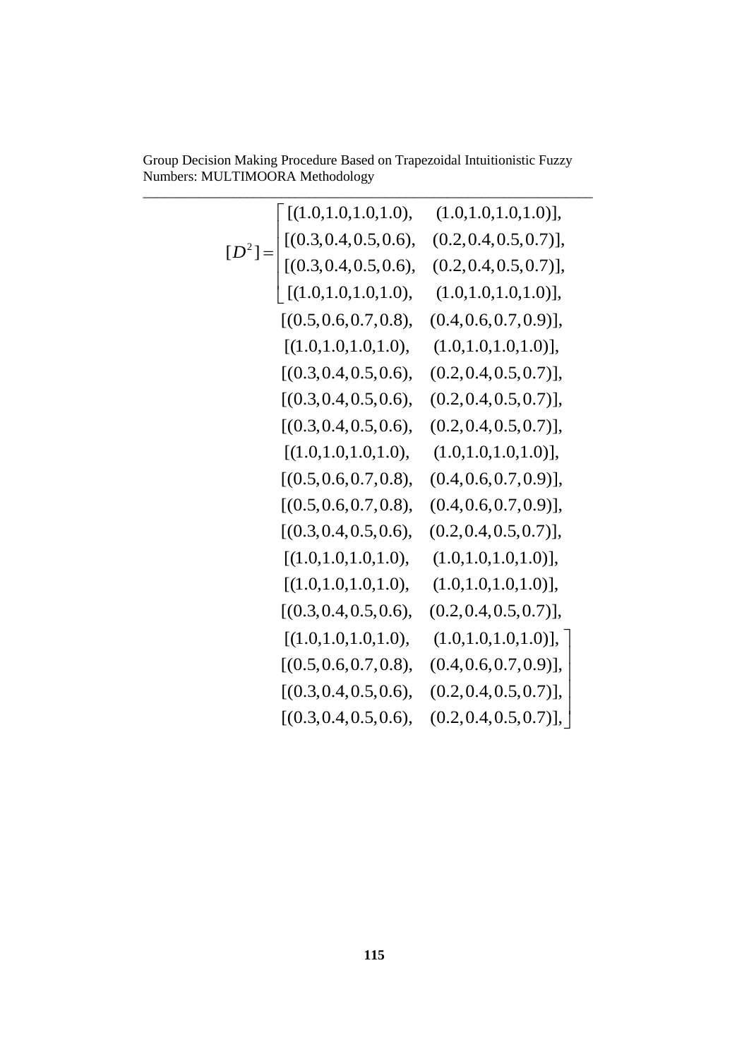$$
[D^2] = \begin{bmatrix}
[(1.0,1.0,1.0,1.0), & (1.0,1.0,1.0,1.0)], \\
[(0.3,0.4,0.5,0.6), & (0.2,0.4,0.5,0.7)], \\
[(0.3,0.4,0.5,0.6), & (0.2,0.4,0.5,0.7)], \\
[(1.0,1.0,1.0,1.0), & (1.0,1.0,1.0,1.0)], \\
[(0.5,0.6,0.7,0.8), & (0.4,0.6,0.7,0.9)], \\
[(1.0,1.0,1.0,1.0), & (1.0,1.0,1.0,1.0)], \\
[(0.3,0.4,0.5,0.6), & (0.2,0.4,0.5,0.7)], \\
[(0.3,0.4,0.5,0.6), & (0.2,0.4,0.5,0.7)], \\
[(0.3,0.4,0.5,0.6), & (0.2,0.4,0.5,0.7)], \\
[(1.0,1.0,1.0,1.0), & (1.0,1.0,1.0,1.0)], \\
[(0.5,0.6,0.7,0.8), & (0.4,0.6,0.7,0.9)], \\
[(0.5,0.6,0.7,0.8), & (0.4,0.6,0.7,0.9)], \\
[(0.3,0.4,0.5,0.6), & (0.2,0.4,0.5,0.7)], \\
[(1.0,1.0,1.0,1.0), & (1.0,1.0,1.0,1.0)], \\
[(1.0,1.0,1.0,1.0), & (1.0,1.0,1.0,1.0)], \\
[(0.3,0.4,0.5,0.6), & (0.2,0.4,0.5,0.7)], \\
[(1.0,1.0,1.0,1.0), & (1.0,1.0,1.0,1.0)], \\
[(0.5,0.6,0.7,0.8), & (0.4,0.6,0.7,0.9)], \\
[(0.3,0.4,0.5,0.6), & (0.2,0.4,0.5,0.7)], \\
[(0.3,0.4,0.5,0.6), & (0.2,0.4,0.5,0.7)],
\end{bmatrix}
$$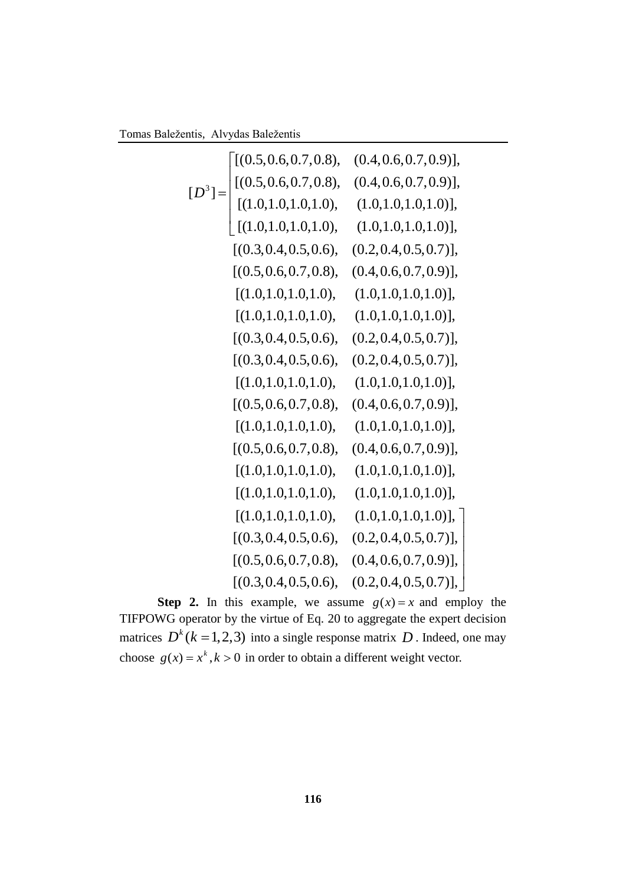$$
[D^3] = \begin{bmatrix}
[(0.5, 0.6, 0.7, 0.8), & (0.4, 0.6, 0.7, 0.9)], \\
[(0.5, 0.6, 0.7, 0.8), & (0.4, 0.6, 0.7, 0.9)], \\
[(1.0, 1.0, 1.0, 1.0), & (1.0, 1.0, 1.0, 1.0)], \\
[(1.0, 1.0, 1.0, 1.0), & (1.0, 1.0, 1.0, 1.0)], \\
[(0.3, 0.4, 0.5, 0.6), & (0.2, 0.4, 0.5, 0.7)], \\
[(0.5, 0.6, 0.7, 0.8), & (0.4, 0.6, 0.7, 0.9)], \\
[(1.0, 1.0, 1.0, 1.0), & (1.0, 1.0, 1.0, 1.0)], \\
[(1.0, 1.0, 1.0, 1.0), & (1.0, 1.0, 1.0, 1.0)], \\
[(0.3, 0.4, 0.5, 0.6), & (0.2, 0.4, 0.5, 0.7)], \\
[(0.3, 0.4, 0.5, 0.6), & (0.2, 0.4, 0.5, 0.7)], \\
[(1.0, 1.0, 1.0, 1.0), & (1.0, 1.0, 1.0, 1.0)], \\
[(0.5, 0.6, 0.7, 0.8), & (0.4, 0.6, 0.7, 0.9)], \\
[(1.0, 1.0, 1.0, 1.0), & (1.0, 1.0, 1.0, 1.0)], \\
[(0.5, 0.6, 0.7, 0.8), & (0.4, 0.6, 0.7, 0.9)], \\
[(1.0, 1.0, 1.0, 1.0), & (1.0, 1.0, 1.0, 1.0)], \\
[(1.0, 1.0, 1.0, 1.0), & (1.0, 1.0, 1.0, 1.0)], \\
[(1.0, 1.0, 1.0, 1.0), & (1.0, 1.0, 1.0, 1.0)], \\
[(0.3, 0.4, 0.5, 0.6), & (0.2, 0.4, 0.5, 0.7)], \\
[(0.5, 0.6, 0.7, 0.8), & (0.4, 0.6, 0.7, 0.9)], \\
[(0.3, 0.4, 0.5, 0.6), & (0.2, 0.4, 0.5, 0.7)],
\end{bmatrix}
$$

**Step 2.** In this example, we assume $g(x) = x$ and employ the TIFPOWG operator by the virtue of Eq. 20 to aggregate the expert decision matrices $D^k (k = 1, 2, 3)$ into a single response matrix $D$. Indeed, one may choose $g(x) = x^k, k > 0$ in order to obtain a different weight vector.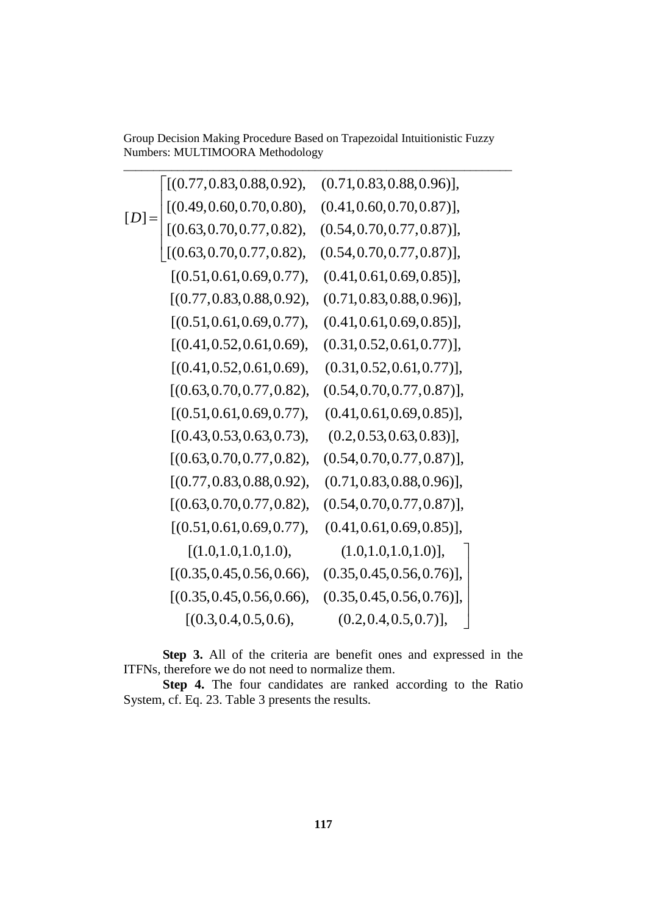$$[D] = \begin{bmatrix}
[(0.77,0.83,0.88,0.92), & (0.71,0.83,0.88,0.96)], \\
[(0.49,0.60,0.70,0.80), & (0.41,0.60,0.70,0.87)], \\
[(0.63,0.70,0.77,0.82), & (0.54,0.70,0.77,0.87)], \\
[(0.63,0.70,0.77,0.82), & (0.54,0.70,0.77,0.87)], \\
[(0.51,0.61,0.69,0.77), & (0.41,0.61,0.69,0.85)], \\
[(0.77,0.83,0.88,0.92), & (0.71,0.83,0.88,0.96)], \\
[(0.51,0.61,0.69,0.77), & (0.41,0.61,0.69,0.85)], \\
[(0.41,0.52,0.61,0.69), & (0.31,0.52,0.61,0.77)], \\
[(0.41,0.52,0.61,0.69), & (0.31,0.52,0.61,0.77)], \\
[(0.63,0.70,0.77,0.82), & (0.54,0.70,0.77,0.87)], \\
[(0.51,0.61,0.69,0.77), & (0.41,0.61,0.69,0.85)], \\
[(0.43,0.53,0.63,0.73), & (0.2,0.53,0.63,0.83)], \\
[(0.63,0.70,0.77,0.82), & (0.54,0.70,0.77,0.87)], \\
[(0.77,0.83,0.88,0.92), & (0.71,0.83,0.88,0.96)], \\
[(0.63,0.70,0.77,0.82), & (0.54,0.70,0.77,0.87)], \\
[(0.51,0.61,0.69,0.77), & (0.41,0.61,0.69,0.85)], \\
[(1.0,1.0,1.0,1.0), & (1.0,1.0,1.0,1.0)], \\
[(0.35,0.45,0.56,0.66), & (0.35,0.45,0.56,0.76)], \\
[(0.35,0.45,0.56,0.66), & (0.35,0.45,0.56,0.76)], \\
[(0.3,0.4,0.5,0.6), & (0.2,0.4,0.5,0.7)],
\end{bmatrix}$$

**Step 3.** All of the criteria are benefit ones and expressed in the ITFNs, therefore we do not need to normalize them.

**Step 4.** The four candidates are ranked according to the Ratio System, cf. Eq. 23. Table 3 presents the results.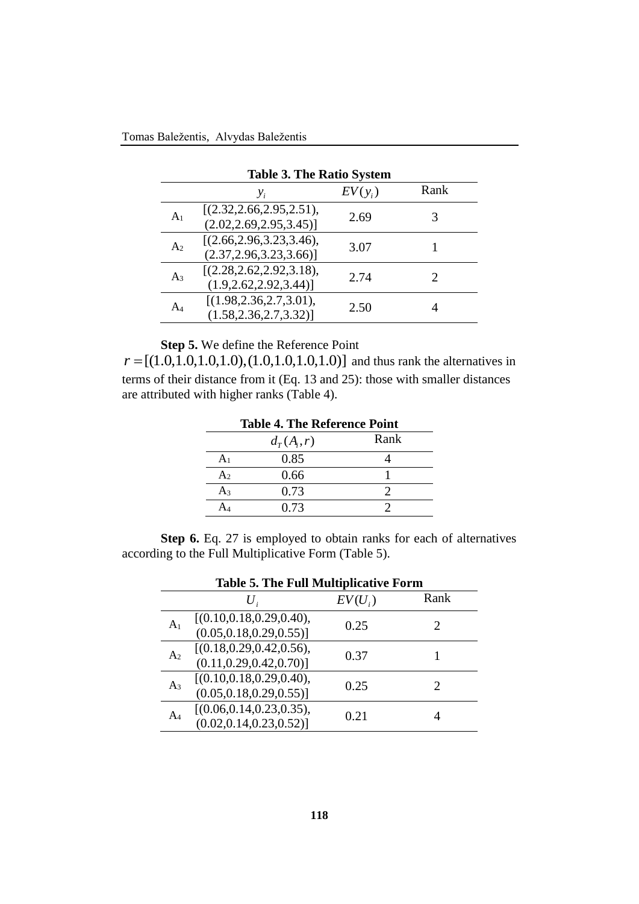**Table 3. The Ratio System**

| | $y_i$ | $EV(y_i)$ | Rank |
|---|---|---|---|
| $A_1$ | [(2.32,2.66,2.95,2.51), (2.02,2.69,2.95,3.45)] | 2.69 | 3 |
| $A_2$ | [(2.66,2.96,3.23,3.46), (2.37,2.96,3.23,3.66)] | 3.07 | 1 |
| $A_3$ | [(2.28,2.62,2.92,3.18), (1.9,2.62,2.92,3.44)] | 2.74 | 2 |
| $A_4$ | [(1.98,2.36,2.7,3.01), (1.58,2.36,2.7,3.32)] | 2.50 | 4 |

**Step 5.** We define the Reference Point $r = [(1.0,1.0,1.0,1.0),(1.0,1.0,1.0,1.0)]$ and thus rank the alternatives in terms of their distance from it (Eq. 13 and 25): those with smaller distances are attributed with higher ranks (Table 4).

**Table 4. The Reference Point**

| | $d_T(A_i, r)$ | Rank |
|---|---|---|
| $A_1$ | 0.85 | 4 |
| $A_2$ | 0.66 | 1 |
| $A_3$ | 0.73 | 2 |
| $A_4$ | 0.73 | 2 |

**Step 6.** Eq. 27 is employed to obtain ranks for each of alternatives according to the Full Multiplicative Form (Table 5).

**Table 5. The Full Multiplicative Form**

| | $U_i$ | $EV(U_i)$ | Rank |
|---|---|---|---|
| $A_1$ | [(0.10,0.18,0.29,0.40), (0.05,0.18,0.29,0.55)] | 0.25 | 2 |
| $A_2$ | [(0.18,0.29,0.42,0.56), (0.11,0.29,0.42,0.70)] | 0.37 | 1 |
| $A_3$ | [(0.10,0.18,0.29,0.40), (0.05,0.18,0.29,0.55)] | 0.25 | 2 |
| $A_4$ | [(0.06,0.14,0.23,0.35), (0.02,0.14,0.23,0.52)] | 0.21 | 4 |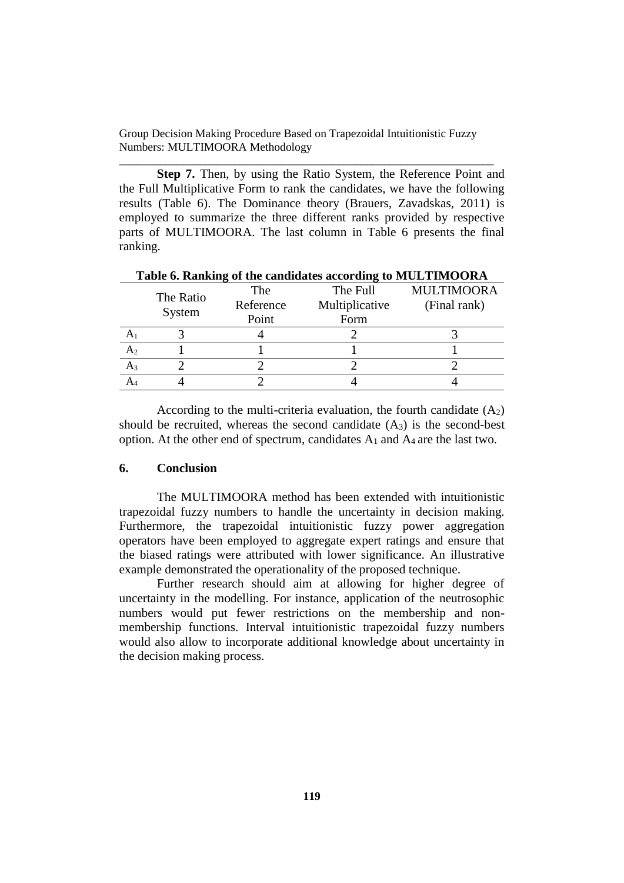**Step 7.** Then, by using the Ratio System, the Reference Point and the Full Multiplicative Form to rank the candidates, we have the following results (Table 6). The Dominance theory (Brauers, Zavadskas, 2011) is employed to summarize the three different ranks provided by respective parts of MULTIMOORA. The last column in Table 6 presents the final ranking.

**Table 6. Ranking of the candidates according to MULTIMOORA**

| | The Ratio System | The Reference Point | The Full Multiplicative Form | MULTIMOORA (Final rank) |
|---|---|---|---|---|
| $A_1$ | 3 | 4 | 2 | 3 |
| $A_2$ | 1 | 1 | 1 | 1 |
| $A_3$ | 2 | 2 | 2 | 2 |
| $A_4$ | 4 | 2 | 4 | 4 |

According to the multi-criteria evaluation, the fourth candidate ($A_2$) should be recruited, whereas the second candidate ($A_3$) is the second-best option. At the other end of spectrum, candidates $A_1$ and $A_4$ are the last two.

## 6. Conclusion

The MULTIMOORA method has been extended with intuitionistic trapezoidal fuzzy numbers to handle the uncertainty in decision making. Furthermore, the trapezoidal intuitionistic fuzzy power aggregation operators have been employed to aggregate expert ratings and ensure that the biased ratings were attributed with lower significance. An illustrative example demonstrated the operationality of the proposed technique.

Further research should aim at allowing for higher degree of uncertainty in the modelling. For instance, application of the neutrosophic numbers would put fewer restrictions on the membership and non-membership functions. Interval intuitionistic trapezoidal fuzzy numbers would also allow to incorporate additional knowledge about uncertainty in the decision making process.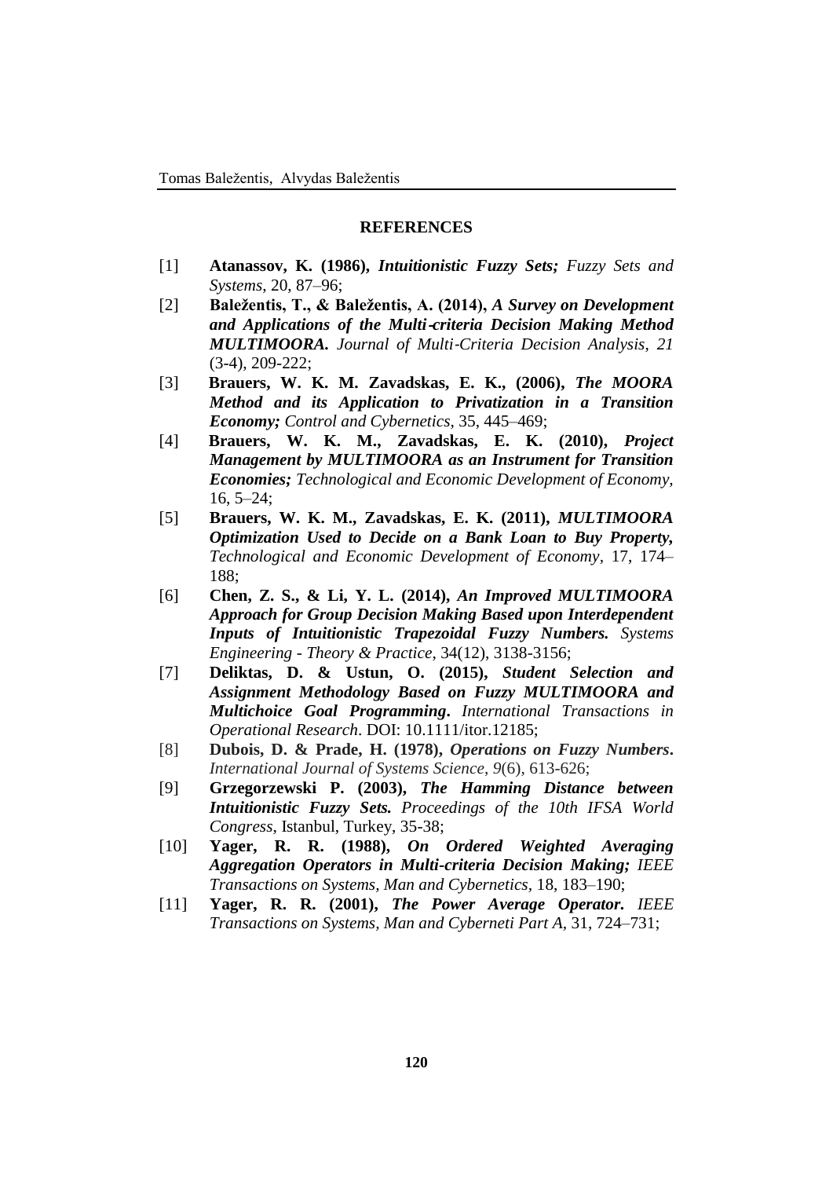## REFERENCES

[1] **Atanassov, K. (1986),** ***Intuitionistic Fuzzy Sets;*** *Fuzzy Sets and Systems*, 20, 87–96;

[2] **Baležentis, T., & Baležentis, A. (2014),** ***A Survey on Development and Applications of the Multi-criteria Decision Making Method MULTIMOORA.*** *Journal of Multi-Criteria Decision Analysis*, *21* (3-4), 209-222;

[3] **Brauers, W. K. M. Zavadskas, E. K., (2006),** ***The MOORA Method and its Application to Privatization in a Transition Economy;*** *Control and Cybernetics*, 35, 445–469;

[4] **Brauers, W. K. M., Zavadskas, E. K. (2010),** ***Project Management by MULTIMOORA as an Instrument for Transition Economies;*** *Technological and Economic Development of Economy*, 16, 5–24;

[5] **Brauers, W. K. M., Zavadskas, E. K. (2011),** ***MULTIMOORA Optimization Used to Decide on a Bank Loan to Buy Property,*** *Technological and Economic Development of Economy*, 17, 174–188;

[6] **Chen, Z. S., & Li, Y. L. (2014),** ***An Improved MULTIMOORA Approach for Group Decision Making Based upon Interdependent Inputs of Intuitionistic Trapezoidal Fuzzy Numbers.*** *Systems Engineering - Theory & Practice*, 34(12), 3138-3156;

[7] **Deliktas, D. & Ustun, O. (2015),** ***Student Selection and Assignment Methodology Based on Fuzzy MULTIMOORA and Multichoice Goal Programming.*** *International Transactions in Operational Research*. DOI: 10.1111/itor.12185;

[8] **Dubois, D. & Prade, H. (1978),** ***Operations on Fuzzy Numbers.*** *International Journal of Systems Science*, *9*(6), 613-626;

[9] **Grzegorzewski P. (2003),** ***The Hamming Distance between Intuitionistic Fuzzy Sets.*** *Proceedings of the 10th IFSA World Congress*, Istanbul, Turkey, 35-38;

[10] **Yager, R. R. (1988),** ***On Ordered Weighted Averaging Aggregation Operators in Multi-criteria Decision Making;*** *IEEE Transactions on Systems, Man and Cybernetics*, 18, 183–190;

[11] **Yager, R. R. (2001),** ***The Power Average Operator.*** *IEEE Transactions on Systems, Man and Cyberneti Part A*, 31, 724–731;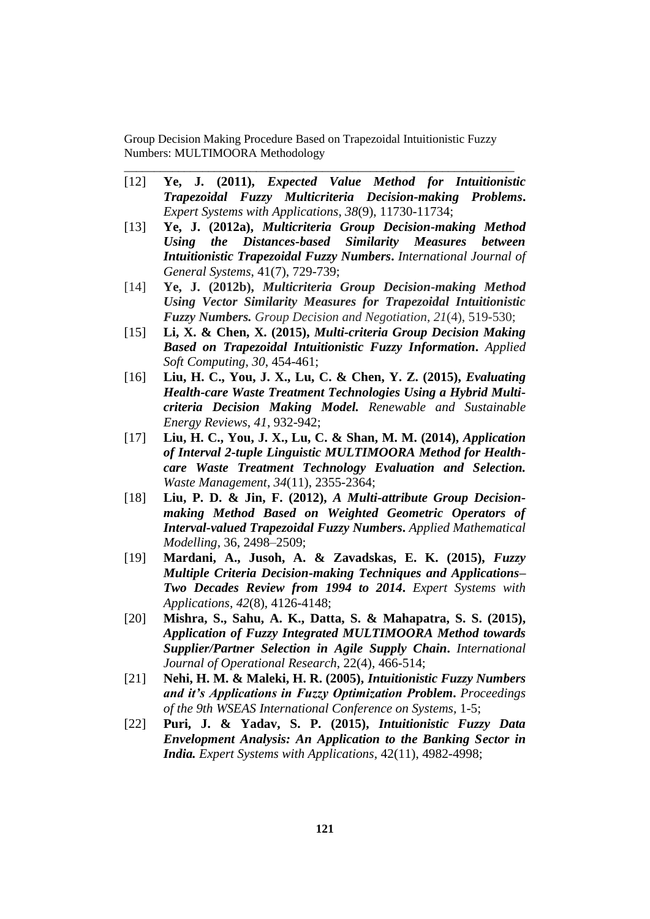[12] **Ye, J. (2011),** ***Expected Value Method for Intuitionistic Trapezoidal Fuzzy Multicriteria Decision-making Problems*****.** *Expert Systems with Applications*, *38*(9), 11730-11734;

[13] **Ye, J. (2012a),** ***Multicriteria Group Decision-making Method Using the Distances-based Similarity Measures between Intuitionistic Trapezoidal Fuzzy Numbers*****.** *International Journal of General Systems*, 41(7), 729-739;

[14] **Ye, J. (2012b),** ***Multicriteria Group Decision-making Method Using Vector Similarity Measures for Trapezoidal Intuitionistic Fuzzy Numbers.*** *Group Decision and Negotiation*, *21*(4), 519-530;

[15] **Li, X. & Chen, X. (2015),** ***Multi-criteria Group Decision Making Based on Trapezoidal Intuitionistic Fuzzy Information*****.** *Applied Soft Computing*, *30*, 454-461;

[16] **Liu, H. C., You, J. X., Lu, C. & Chen, Y. Z. (2015),** ***Evaluating Health-care Waste Treatment Technologies Using a Hybrid Multi-criteria Decision Making Model.*** *Renewable and Sustainable Energy Reviews*, *41*, 932-942;

[17] **Liu, H. C., You, J. X., Lu, C. & Shan, M. M. (2014),** ***Application of Interval 2-tuple Linguistic MULTIMOORA Method for Health-care Waste Treatment Technology Evaluation and Selection.*** *Waste Management*, *34*(11), 2355-2364;

[18] **Liu, P. D. & Jin, F. (2012),** ***A Multi-attribute Group Decision-making Method Based on Weighted Geometric Operators of Interval-valued Trapezoidal Fuzzy Numbers*****.** *Applied Mathematical Modelling*, 36, 2498–2509;

[19] **Mardani, A., Jusoh, A. & Zavadskas, E. K. (2015),** ***Fuzzy Multiple Criteria Decision-making Techniques and Applications–Two Decades Review from 1994 to 2014*****.** *Expert Systems with Applications*, *42*(8), 4126-4148;

[20] **Mishra, S., Sahu, A. K., Datta, S. & Mahapatra, S. S. (2015),** ***Application of Fuzzy Integrated MULTIMOORA Method towards Supplier/Partner Selection in Agile Supply Chain*****.** *International Journal of Operational Research*, 22(4), 466-514;

[21] **Nehi, H. M. & Maleki, H. R. (2005),** ***Intuitionistic Fuzzy Numbers and it's Applications in Fuzzy Optimization Problem*****.** *Proceedings of the 9th WSEAS International Conference on Systems*, 1-5;

[22] **Puri, J. & Yadav, S. P. (2015),** ***Intuitionistic Fuzzy Data Envelopment Analysis: An Application to the Banking Sector in India.*** *Expert Systems with Applications*, 42(11), 4982-4998;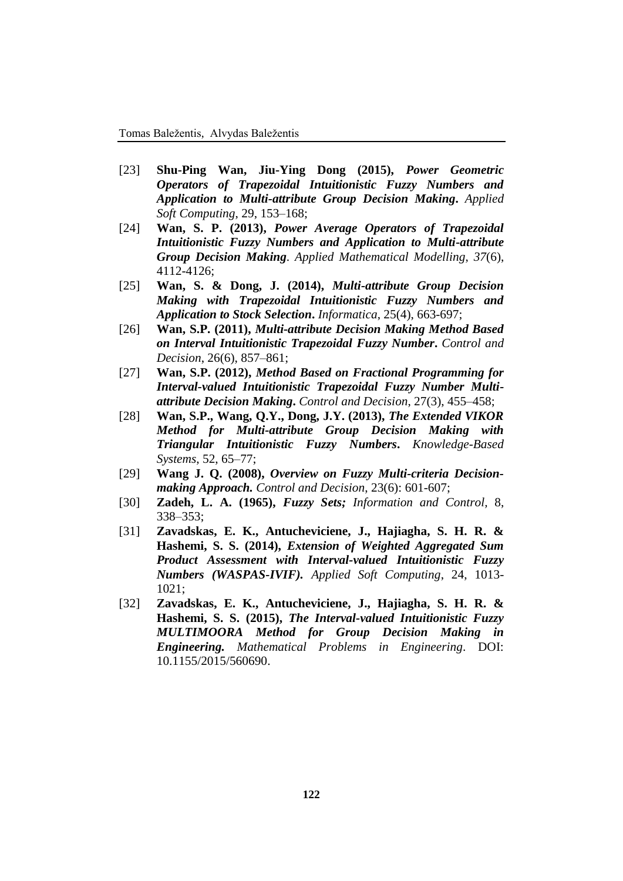[23] **Shu-Ping Wan, Jiu-Ying Dong (2015),** ***Power Geometric Operators of Trapezoidal Intuitionistic Fuzzy Numbers and Application to Multi-attribute Group Decision Making***. *Applied Soft Computing*, 29, 153–168;

[24] **Wan, S. P. (2013),** ***Power Average Operators of Trapezoidal Intuitionistic Fuzzy Numbers and Application to Multi-attribute Group Decision Making***. *Applied Mathematical Modelling*, *37*(6), 4112-4126;

[25] **Wan, S. & Dong, J. (2014),** ***Multi-attribute Group Decision Making with Trapezoidal Intuitionistic Fuzzy Numbers and Application to Stock Selection***. *Informatica*, 25(4), 663-697;

[26] **Wan, S.P. (2011),** ***Multi-attribute Decision Making Method Based on Interval Intuitionistic Trapezoidal Fuzzy Number***. *Control and Decision*, 26(6), 857–861;

[27] **Wan, S.P. (2012),** ***Method Based on Fractional Programming for Interval-valued Intuitionistic Trapezoidal Fuzzy Number Multi-attribute Decision Making***. *Control and Decision*, 27(3), 455–458;

[28] **Wan, S.P., Wang, Q.Y., Dong, J.Y. (2013),** ***The Extended VIKOR Method for Multi-attribute Group Decision Making with Triangular Intuitionistic Fuzzy Numbers***. *Knowledge-Based Systems*, 52, 65–77;

[29] **Wang J. Q. (2008),** ***Overview on Fuzzy Multi-criteria Decision-making Approach.*** *Control and Decision*, 23(6): 601-607;

[30] **Zadeh, L. A. (1965),** ***Fuzzy Sets;*** *Information and Control*, 8, 338–353;

[31] **Zavadskas, E. K., Antucheviciene, J., Hajiagha, S. H. R. & Hashemi, S. S. (2014),** ***Extension of Weighted Aggregated Sum Product Assessment with Interval-valued Intuitionistic Fuzzy Numbers (WASPAS-IVIF).*** *Applied Soft Computing*, 24, 1013-1021;

[32] **Zavadskas, E. K., Antucheviciene, J., Hajiagha, S. H. R. & Hashemi, S. S. (2015),** ***The Interval-valued Intuitionistic Fuzzy MULTIMOORA Method for Group Decision Making in Engineering.*** *Mathematical Problems in Engineering*. DOI: 10.1155/2015/560690.